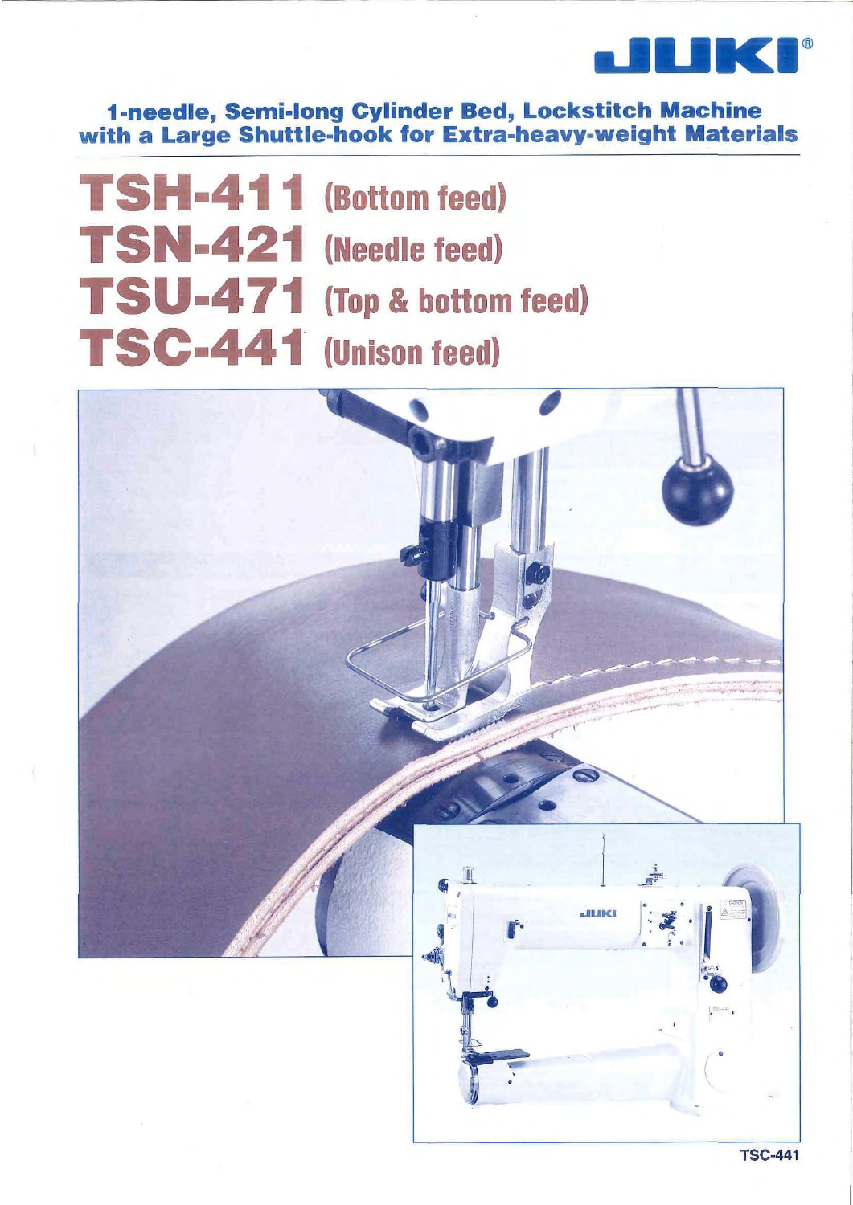JUKI®

## 1-needle, Semi-long Cylinder Bed, Lockstitch Machine with a Large Shuttle-hook for Extra-heavy-weight Materials

# TSH-411 (Bottom feed)
# TSN-421 (Needle feed)
# TSU-471 (Top & bottom feed)
# TSC-441 (Unison feed)

TSC-441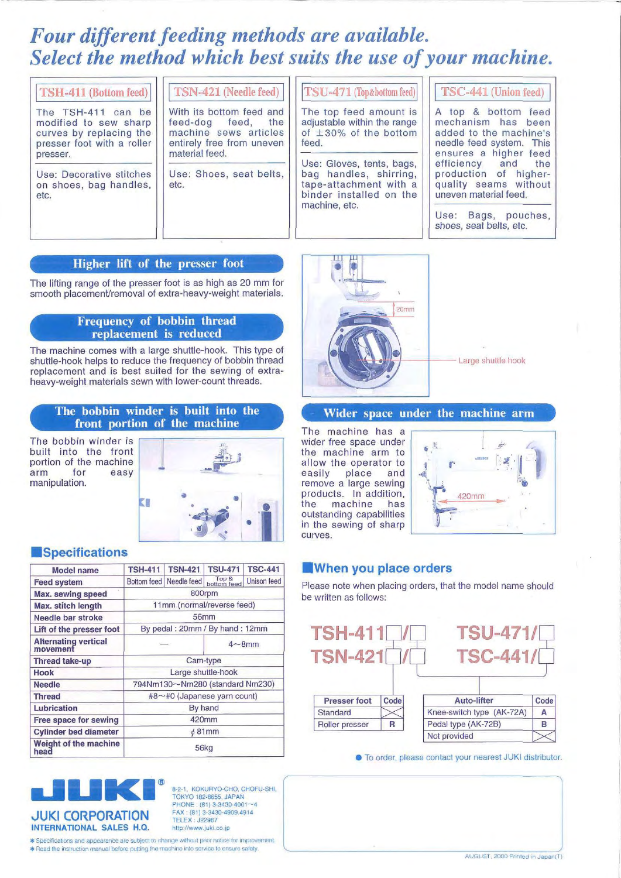# *Four different feeding methods are available. Select the method which best suits the use of your machine.*

### TSH-411 (Bottom feed)

The TSH-411 can be modified to sew sharp curves by replacing the presser foot with a roller presser.

Use: Decorative stitches on shoes, bag handles, etc.

### TSN-421 (Needle feed)

With its bottom feed and feed-dog feed, the machine sews articles entirely free from uneven material feed.

Use: Shoes, seat belts, etc.

### TSU-471 (Top&bottom feed)

The top feed amount is adjustable within the range of ±30% of the bottom feed.

Use: Gloves, tents, bags, bag handles, shirring, tape-attachment with a binder installed on the machine, etc.

### TSC-441 (Union feed)

A top & bottom feed mechanism has been added to the machine's needle feed system. This ensures a higher feed efficiency and the production of higher-quality seams without uneven material feed.

Use: Bags, pouches, shoes, seat belts, etc.

## Higher lift of the presser foot

The lifting range of the presser foot is as high as 20 mm for smooth placement/removal of extra-heavy-weight materials.

## Frequency of bobbin thread replacement is reduced

The machine comes with a large shuttle-hook. This type of shuttle-hook helps to reduce the frequency of bobbin thread replacement and is best suited for the sewing of extra-heavy-weight materials sewn with lower-count threads.

20mm

Large shuttle hook

## The bobbin winder is built into the front portion of the machine

The bobbin winder is built into the front portion of the machine arm for easy manipulation.

## Wider space under the machine arm

The machine has a wider free space under the machine arm to allow the operator to easily place and remove a large sewing products. In addition, the machine has outstanding capabilities in the sewing of sharp curves.

420mm

## Specifications

| Model name | TSH-411 | TSN-421 | TSU-471 | TSC-441 |
|---|---|---|---|---|
| Feed system | Bottom feed | Needle feed | Top & bottom feed | Unison feed |
| Max. sewing speed | 800rpm | | | |
| Max. stitch length | 11mm (normal/reverse feed) | | | |
| Needle bar stroke | 56mm | | | |
| Lift of the presser foot | By pedal : 20mm / By hand : 12mm | | | |
| Alternating vertical movement | — | | 4〜8mm | |
| Thread take-up | Cam-type | | | |
| Hook | Large shuttle-hook | | | |
| Needle | 794Nm130〜Nm280 (standard Nm230) | | | |
| Thread | #8〜#0 (Japanese yarn count) | | | |
| Lubrication | By hand | | | |
| Free space for sewing | 420mm | | | |
| Cylinder bed diameter | ϕ 81mm | | | |
| Weight of the machine head | 56kg | | | |

## When you place orders

Please note when placing orders, that the model name should be written as follows:

TSH-411□/□ TSN-421□/□ TSU-471/□ TSC-441/□

| Presser foot | Code |
|---|---|
| Standard | ⊠ |
| Roller presser | R |

| Auto-lifter | Code |
|---|---|
| Knee-switch type (AK-72A) | A |
| Pedal type (AK-72B) | B |
| Not provided | ⊠ |

● To order, please contact your nearest JUKI distributor.

**JUKI**
JUKI CORPORATION
INTERNATIONAL SALES H.Q.

8-2-1, KOKURYO-CHO, CHOFU-SHI, TOKYO 182-8655, JAPAN
PHONE : (81) 3-3430-4001〜4
FAX : (81) 3-3430-4909.4914
TELEX : J22967
http://www.juki.co.jp

* Specifications and appearance are subject to change without prior notice for improvement.
* Read the instruction manual before putting the machine into service to ensure safety.

AUGUST, 2000 Printed in Japan(T)